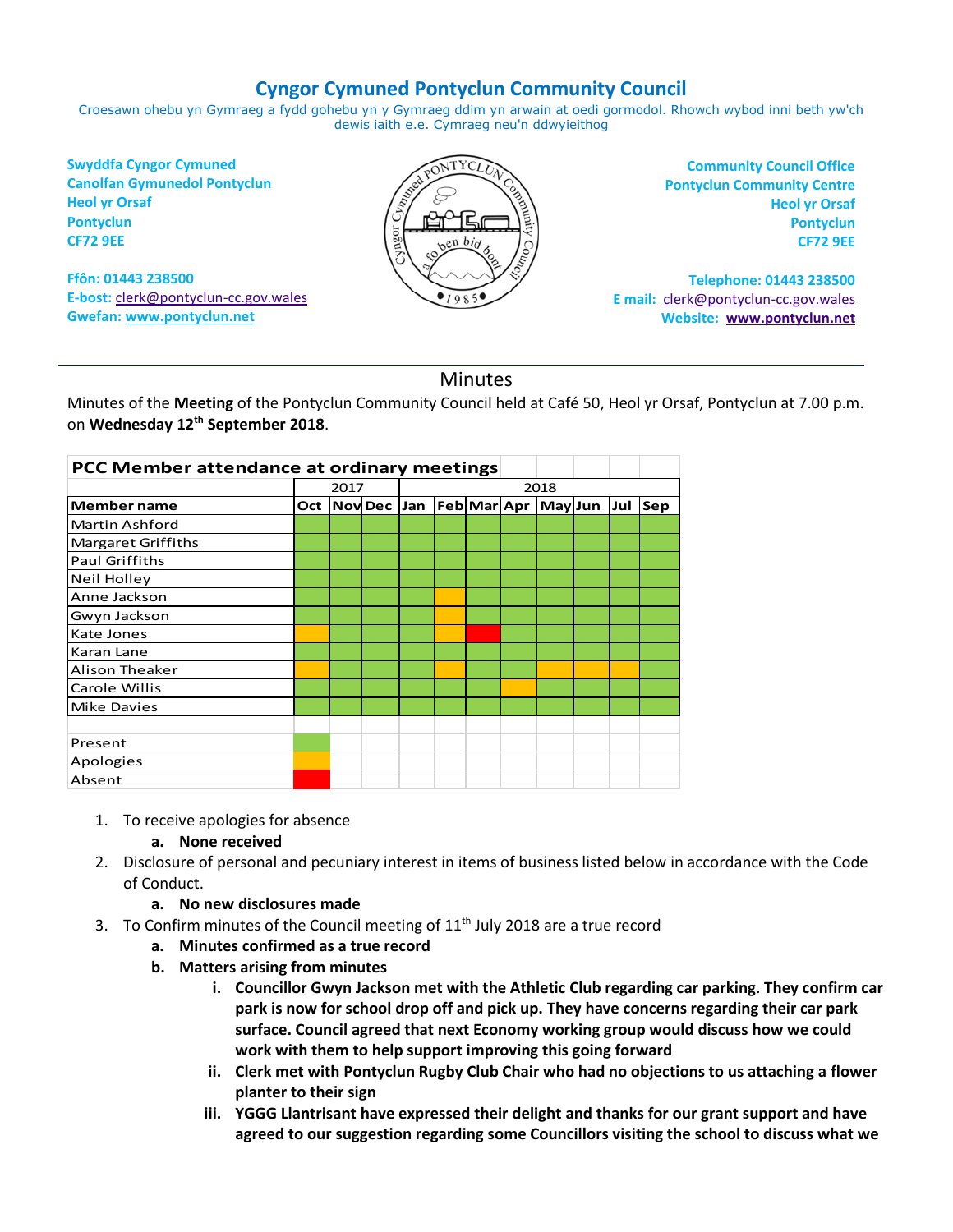# Cyngor Cymuned Pontyclun Community Council

Croesawn ohebu yn Gymraeg a fydd gohebu yn y Gymraeg ddim yn arwain at oedi gormodol. Rhowch wybod inni beth yw'ch dewis iaith e.e. Cymraeg neu'n ddwyieithog

**Swyddfa Cyngor Cymuned**
**Canolfan Gymunedol Pontyclun**
**Heol yr Orsaf**
**Pontyclun**
**CF72 9EE**

**Ffôn: 01443 238500**
**E-bost:** clerk@pontyclun-cc.gov.wales
**Gwefan:** www.pontyclun.net

**Community Council Office**
**Pontyclun Community Centre**
**Heol yr Orsaf**
**Pontyclun**
**CF72 9EE**

**Telephone: 01443 238500**
**E mail:** clerk@pontyclun-cc.gov.wales
**Website:** **www.pontyclun.net**

## Minutes

Minutes of the **Meeting** of the Pontyclun Community Council held at Café 50, Heol yr Orsaf, Pontyclun at 7.00 p.m. on **Wednesday 12th September 2018**.

**PCC Member attendance at ordinary meetings**

| | 2017 | | | 2018 | | | | | | | |
|---|---|---|---|---|---|---|---|---|---|---|---|
| **Member name** | **Oct** | **Nov** | **Dec** | **Jan** | **Feb** | **Mar** | **Apr** | **May** | **Jun** | **Jul** | **Sep** |
| Martin Ashford | Present | Present | Present | Present | Present | Present | Present | Present | Present | Present | Present |
| Margaret Griffiths | Present | Present | Present | Present | Present | Present | Present | Present | Present | Present | Present |
| Paul Griffiths | Present | Present | Present | Present | Present | Present | Present | Present | Present | Present | Present |
| Neil Holley | Present | Present | Present | Present | Present | Present | Present | Present | Present | Present | Present |
| Anne Jackson | Present | Present | Present | Present | Apologies | Present | Present | Present | Present | Present | Present |
| Gwyn Jackson | Present | Present | Present | Present | Apologies | Present | Present | Present | Present | Present | Present |
| Kate Jones | Apologies | Present | Present | Present | Apologies | Absent | Present | Present | Present | Present | Present |
| Karan Lane | Present | Present | Present | Present | Present | Present | Present | Present | Present | Present | Present |
| Alison Theaker | Apologies | Present | Present | Present | Apologies | Present | Present | Apologies | Apologies | Apologies | Present |
| Carole Willis | Present | Present | Present | Present | Present | Present | Apologies | Present | Present | Present | Present |
| Mike Davies | Present | Present | Present | Present | Present | Present | Present | Present | Present | Present | Present |

Key: Present (green); Apologies (amber); Absent (red)

1. To receive apologies for absence
   a. **None received**
2. Disclosure of personal and pecuniary interest in items of business listed below in accordance with the Code of Conduct.
   a. **No new disclosures made**
3. To Confirm minutes of the Council meeting of 11th July 2018 are a true record
   a. **Minutes confirmed as a true record**
   b. **Matters arising from minutes**
      i. **Councillor Gwyn Jackson met with the Athletic Club regarding car parking. They confirm car park is now for school drop off and pick up. They have concerns regarding their car park surface. Council agreed that next Economy working group would discuss how we could work with them to help support improving this going forward**
      ii. **Clerk met with Pontyclun Rugby Club Chair who had no objections to us attaching a flower planter to their sign**
      iii. **YGGG Llantrisant have expressed their delight and thanks for our grant support and have agreed to our suggestion regarding some Councillors visiting the school to discuss what we**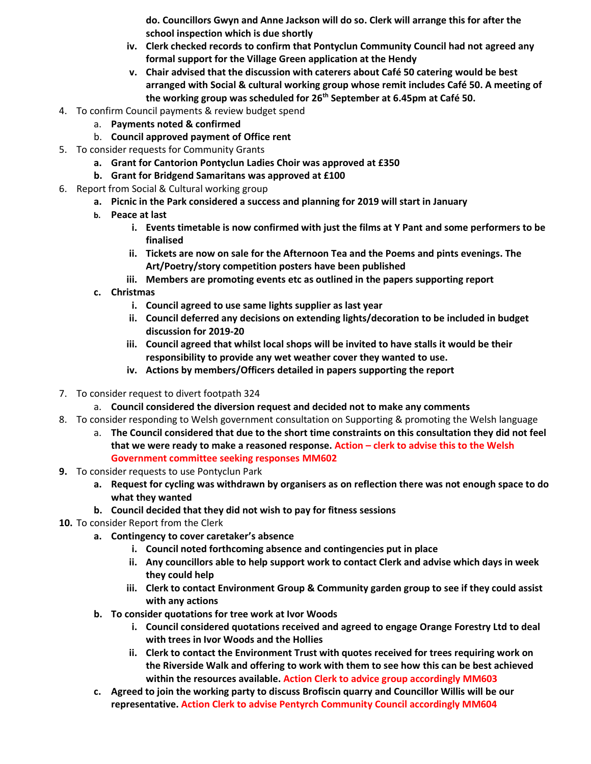do. Councillors Gwyn and Anne Jackson will do so. Clerk will arrange this for after the school inspection which is due shortly

   iv. **Clerk checked records to confirm that Pontyclun Community Council had not agreed any formal support for the Village Green application at the Hendy**
   v. **Chair advised that the discussion with caterers about Café 50 catering would be best arranged with Social & cultural working group whose remit includes Café 50. A meeting of the working group was scheduled for 26th September at 6.45pm at Café 50.**

4. To confirm Council payments & review budget spend
   a. **Payments noted & confirmed**
   b. **Council approved payment of Office rent**
5. To consider requests for Community Grants
   a. **Grant for Cantorion Pontyclun Ladies Choir was approved at £350**
   b. **Grant for Bridgend Samaritans was approved at £100**
6. Report from Social & Cultural working group
   a. **Picnic in the Park considered a success and planning for 2019 will start in January**
   b. **Peace at last**
      i. **Events timetable is now confirmed with just the films at Y Pant and some performers to be finalised**
      ii. **Tickets are now on sale for the Afternoon Tea and the Poems and pints evenings. The Art/Poetry/story competition posters have been published**
      iii. **Members are promoting events etc as outlined in the papers supporting report**
   c. **Christmas**
      i. **Council agreed to use same lights supplier as last year**
      ii. **Council deferred any decisions on extending lights/decoration to be included in budget discussion for 2019-20**
      iii. **Council agreed that whilst local shops will be invited to have stalls it would be their responsibility to provide any wet weather cover they wanted to use.**
      iv. **Actions by members/Officers detailed in papers supporting the report**
7. To consider request to divert footpath 324
   a. **Council considered the diversion request and decided not to make any comments**
8. To consider responding to Welsh government consultation on Supporting & promoting the Welsh language
   a. **The Council considered that due to the short time constraints on this consultation they did not feel that we were ready to make a reasoned response. Action – clerk to advise this to the Welsh Government committee seeking responses MM602**
9. To consider requests to use Pontyclun Park
   a. **Request for cycling was withdrawn by organisers as on reflection there was not enough space to do what they wanted**
   b. **Council decided that they did not wish to pay for fitness sessions**
10. To consider Report from the Clerk
    a. **Contingency to cover caretaker's absence**
       i. **Council noted forthcoming absence and contingencies put in place**
       ii. **Any councillors able to help support work to contact Clerk and advise which days in week they could help**
       iii. **Clerk to contact Environment Group & Community garden group to see if they could assist with any actions**
    b. **To consider quotations for tree work at Ivor Woods**
       i. **Council considered quotations received and agreed to engage Orange Forestry Ltd to deal with trees in Ivor Woods and the Hollies**
       ii. **Clerk to contact the Environment Trust with quotes received for trees requiring work on the Riverside Walk and offering to work with them to see how this can be best achieved within the resources available. Action Clerk to advice group accordingly MM603**
    c. **Agreed to join the working party to discuss Brofiscin quarry and Councillor Willis will be our representative. Action Clerk to advise Pentyrch Community Council accordingly MM604**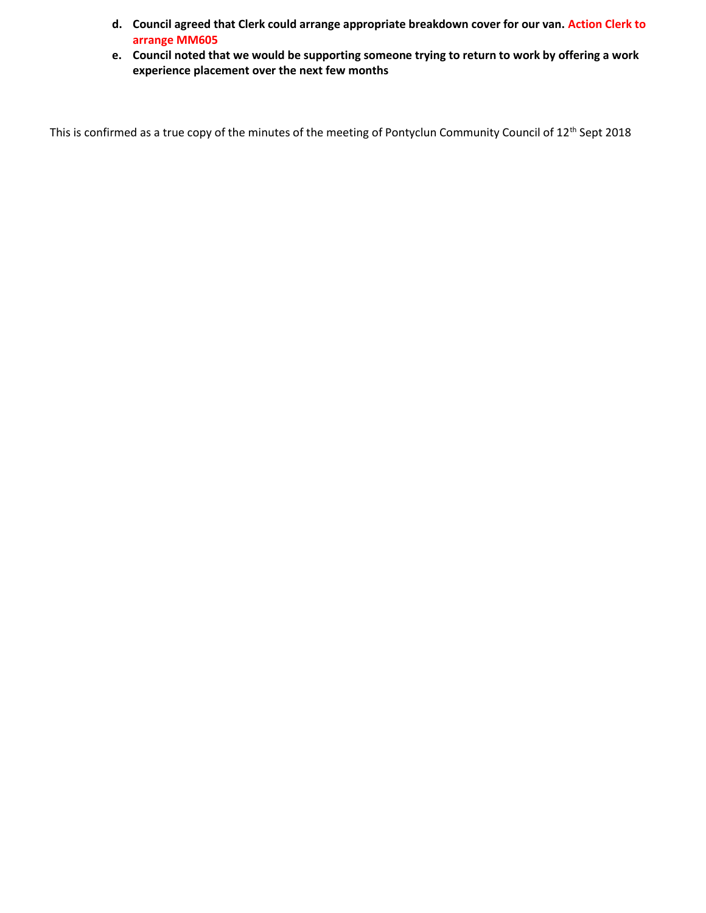d. **Council agreed that Clerk could arrange appropriate breakdown cover for our van. Action Clerk to arrange MM605**
e. **Council noted that we would be supporting someone trying to return to work by offering a work experience placement over the next few months**

This is confirmed as a true copy of the minutes of the meeting of Pontyclun Community Council of 12th Sept 2018